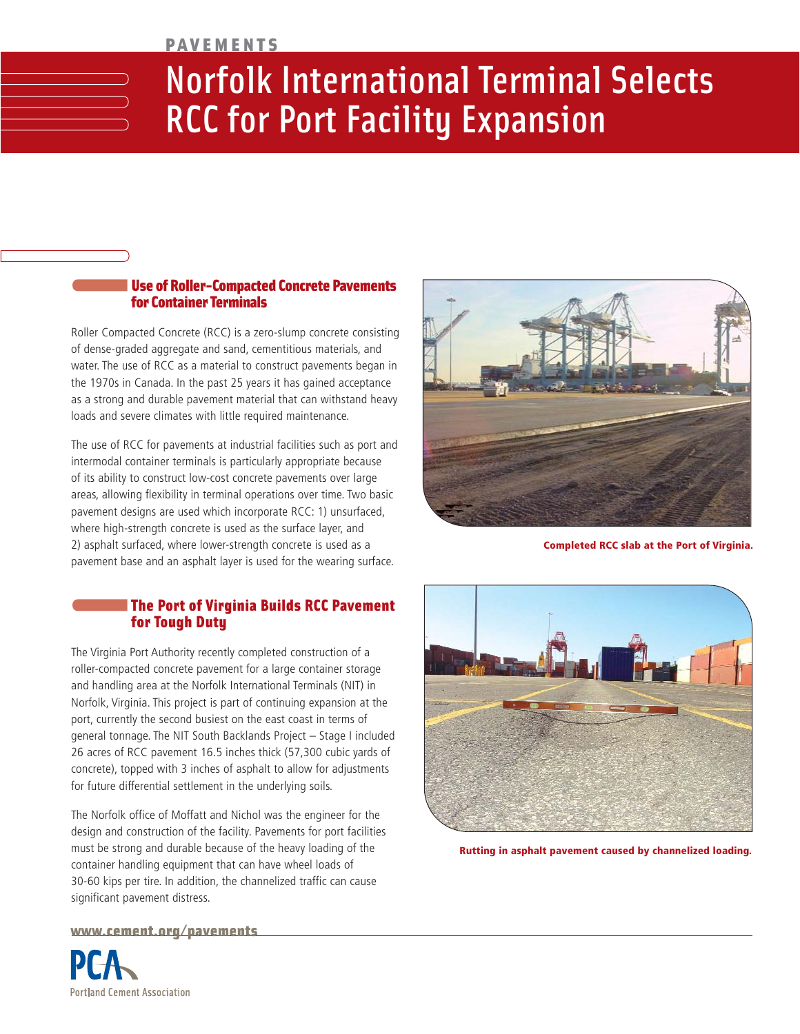PAVEMENTS

# Norfolk International Terminal Selects RCC for Port Facility Expansion

## Use of Roller-Compacted Concrete Pavements for Container Terminals

Roller Compacted Concrete (RCC) is a zero-slump concrete consisting of dense-graded aggregate and sand, cementitious materials, and water. The use of RCC as a material to construct pavements began in the 1970s in Canada. In the past 25 years it has gained acceptance as a strong and durable pavement material that can withstand heavy loads and severe climates with little required maintenance.

The use of RCC for pavements at industrial facilities such as port and intermodal container terminals is particularly appropriate because of its ability to construct low-cost concrete pavements over large areas, allowing flexibility in terminal operations over time. Two basic pavement designs are used which incorporate RCC: 1) unsurfaced, where high-strength concrete is used as the surface layer, and 2) asphalt surfaced, where lower-strength concrete is used as a pavement base and an asphalt layer is used for the wearing surface.

Completed RCC slab at the Port of Virginia.

## The Port of Virginia Builds RCC Pavement for Tough Duty

The Virginia Port Authority recently completed construction of a roller-compacted concrete pavement for a large container storage and handling area at the Norfolk International Terminals (NIT) in Norfolk, Virginia. This project is part of continuing expansion at the port, currently the second busiest on the east coast in terms of general tonnage. The NIT South Backlands Project – Stage I included 26 acres of RCC pavement 16.5 inches thick (57,300 cubic yards of concrete), topped with 3 inches of asphalt to allow for adjustments for future differential settlement in the underlying soils.

The Norfolk office of Moffatt and Nichol was the engineer for the design and construction of the facility. Pavements for port facilities must be strong and durable because of the heavy loading of the container handling equipment that can have wheel loads of 30-60 kips per tire. In addition, the channelized traffic can cause significant pavement distress.

Rutting in asphalt pavement caused by channelized loading.

www.cement.org/pavements

PCA Portland Cement Association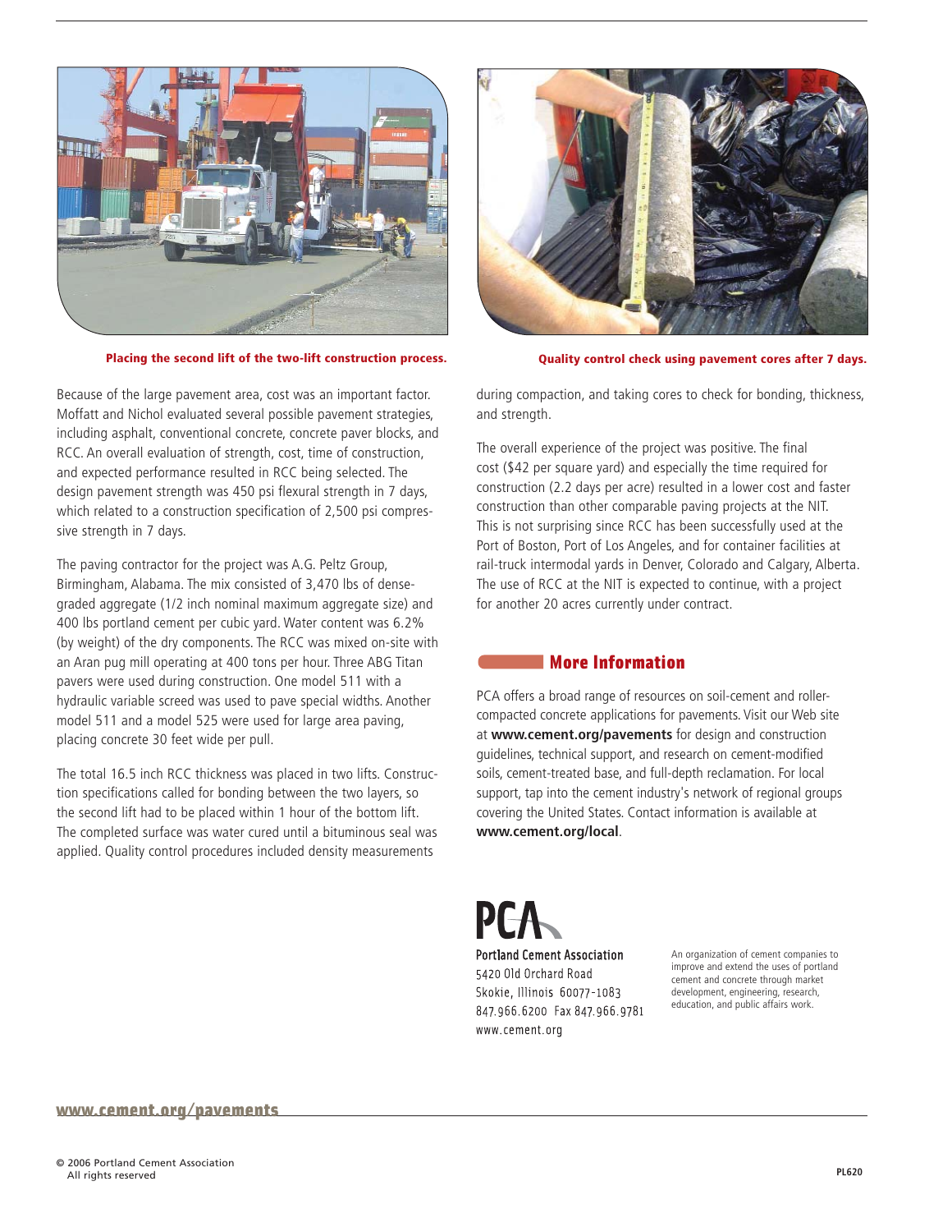Placing the second lift of the two-lift construction process.

Quality control check using pavement cores after 7 days.

Because of the large pavement area, cost was an important factor. Moffatt and Nichol evaluated several possible pavement strategies, including asphalt, conventional concrete, concrete paver blocks, and RCC. An overall evaluation of strength, cost, time of construction, and expected performance resulted in RCC being selected. The design pavement strength was 450 psi flexural strength in 7 days, which related to a construction specification of 2,500 psi compressive strength in 7 days.

The paving contractor for the project was A.G. Peltz Group, Birmingham, Alabama. The mix consisted of 3,470 lbs of dense-graded aggregate (1/2 inch nominal maximum aggregate size) and 400 lbs portland cement per cubic yard. Water content was 6.2% (by weight) of the dry components. The RCC was mixed on-site with an Aran pug mill operating at 400 tons per hour. Three ABG Titan pavers were used during construction. One model 511 with a hydraulic variable screed was used to pave special widths. Another model 511 and a model 525 were used for large area paving, placing concrete 30 feet wide per pull.

The total 16.5 inch RCC thickness was placed in two lifts. Construction specifications called for bonding between the two layers, so the second lift had to be placed within 1 hour of the bottom lift. The completed surface was water cured until a bituminous seal was applied. Quality control procedures included density measurements during compaction, and taking cores to check for bonding, thickness, and strength.

The overall experience of the project was positive. The final cost ($42 per square yard) and especially the time required for construction (2.2 days per acre) resulted in a lower cost and faster construction than other comparable paving projects at the NIT. This is not surprising since RCC has been successfully used at the Port of Boston, Port of Los Angeles, and for container facilities at rail-truck intermodal yards in Denver, Colorado and Calgary, Alberta. The use of RCC at the NIT is expected to continue, with a project for another 20 acres currently under contract.

## More Information

PCA offers a broad range of resources on soil-cement and roller-compacted concrete applications for pavements. Visit our Web site at **www.cement.org/pavements** for design and construction guidelines, technical support, and research on cement-modified soils, cement-treated base, and full-depth reclamation. For local support, tap into the cement industry's network of regional groups covering the United States. Contact information is available at **www.cement.org/local**.

PCA

Portland Cement Association
5420 Old Orchard Road
Skokie, Illinois 60077-1083
847.966.6200 Fax 847.966.9781
www.cement.org

An organization of cement companies to improve and extend the uses of portland cement and concrete through market development, engineering, research, education, and public affairs work.

www.cement.org/pavements

© 2006 Portland Cement Association
All rights reserved

PL620